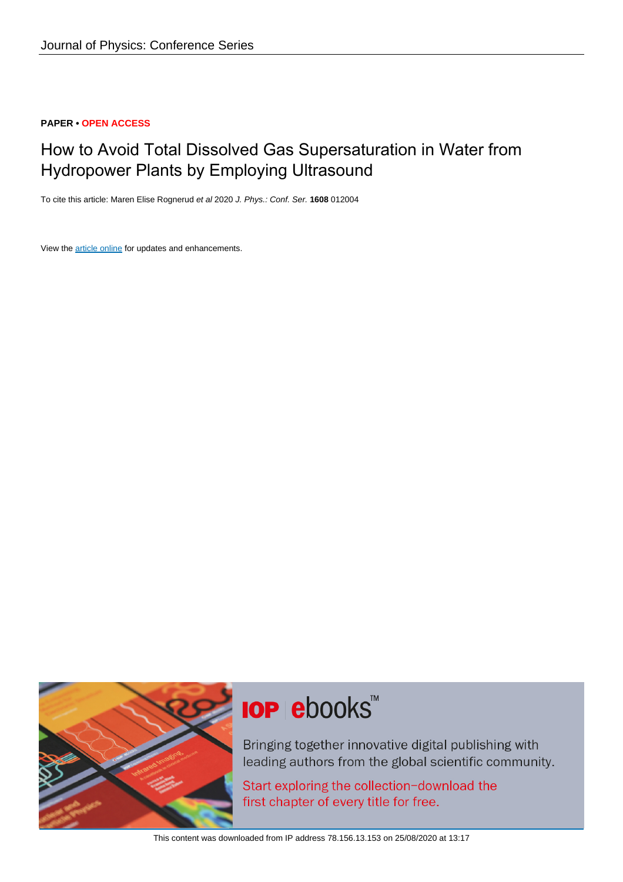Journal of Physics: Conference Series

**PAPER • OPEN ACCESS**

# How to Avoid Total Dissolved Gas Supersaturation in Water from Hydropower Plants by Employing Ultrasound

To cite this article: Maren Elise Rognerud *et al* 2020 *J. Phys.: Conf. Ser.* **1608** 012004

View the article online for updates and enhancements.

IOP ebooks™

Bringing together innovative digital publishing with leading authors from the global scientific community.

Start exploring the collection–download the first chapter of every title for free.

This content was downloaded from IP address 78.156.13.153 on 25/08/2020 at 13:17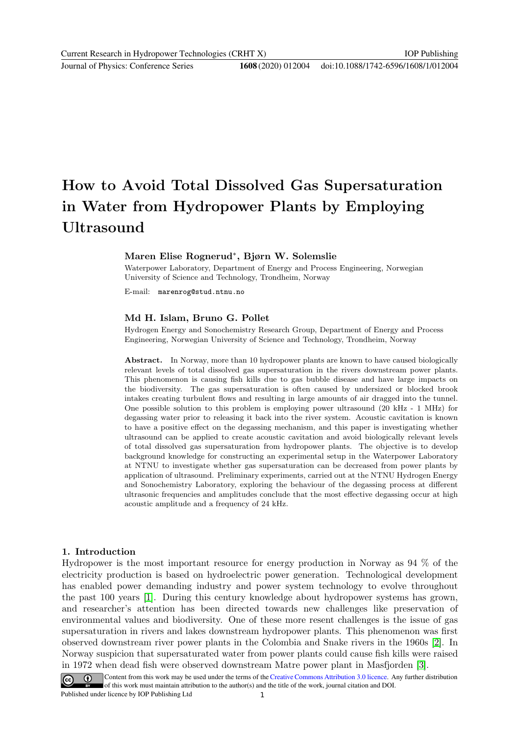# How to Avoid Total Dissolved Gas Supersaturation in Water from Hydropower Plants by Employing Ultrasound

**Maren Elise Rognerud*, Bjørn W. Solemslie**

Waterpower Laboratory, Department of Energy and Process Engineering, Norwegian University of Science and Technology, Trondheim, Norway

E-mail: `marenrog@stud.ntnu.no`

**Md H. Islam, Bruno G. Pollet**

Hydrogen Energy and Sonochemistry Research Group, Department of Energy and Process Engineering, Norwegian University of Science and Technology, Trondheim, Norway

**Abstract.** In Norway, more than 10 hydropower plants are known to have caused biologically relevant levels of total dissolved gas supersaturation in the rivers downstream power plants. This phenomenon is causing fish kills due to gas bubble disease and have large impacts on the biodiversity. The gas supersaturation is often caused by undersized or blocked brook intakes creating turbulent flows and resulting in large amounts of air dragged into the tunnel. One possible solution to this problem is employing power ultrasound (20 kHz - 1 MHz) for degassing water prior to releasing it back into the river system. Acoustic cavitation is known to have a positive effect on the degassing mechanism, and this paper is investigating whether ultrasound can be applied to create acoustic cavitation and avoid biologically relevant levels of total dissolved gas supersaturation from hydropower plants. The objective is to develop background knowledge for constructing an experimental setup in the Waterpower Laboratory at NTNU to investigate whether gas supersaturation can be decreased from power plants by application of ultrasound. Preliminary experiments, carried out at the NTNU Hydrogen Energy and Sonochemistry Laboratory, exploring the behaviour of the degassing process at different ultrasonic frequencies and amplitudes conclude that the most effective degassing occur at high acoustic amplitude and a frequency of 24 kHz.

## 1. Introduction

Hydropower is the most important resource for energy production in Norway as 94 % of the electricity production is based on hydroelectric power generation. Technological development has enabled power demanding industry and power system technology to evolve throughout the past 100 years [1]. During this century knowledge about hydropower systems has grown, and researcher's attention has been directed towards new challenges like preservation of environmental values and biodiversity. One of these more resent challenges is the issue of gas supersaturation in rivers and lakes downstream hydropower plants. This phenomenon was first observed downstream river power plants in the Colombia and Snake rivers in the 1960s [2]. In Norway suspicion that supersaturated water from power plants could cause fish kills were raised in 1972 when dead fish were observed downstream Matre power plant in Masfjorden [3].

Content from this work may be used under the terms of the Creative Commons Attribution 3.0 licence. Any further distribution of this work must maintain attribution to the author(s) and the title of the work, journal citation and DOI.

Published under licence by IOP Publishing Ltd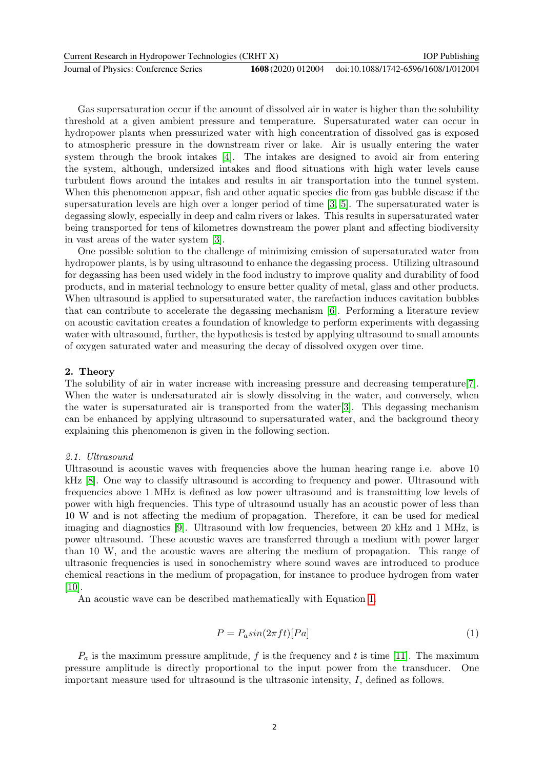Gas supersaturation occur if the amount of dissolved air in water is higher than the solubility threshold at a given ambient pressure and temperature. Supersaturated water can occur in hydropower plants when pressurized water with high concentration of dissolved gas is exposed to atmospheric pressure in the downstream river or lake. Air is usually entering the water system through the brook intakes [4]. The intakes are designed to avoid air from entering the system, although, undersized intakes and flood situations with high water levels cause turbulent flows around the intakes and results in air transportation into the tunnel system. When this phenomenon appear, fish and other aquatic species die from gas bubble disease if the supersaturation levels are high over a longer period of time [3, 5]. The supersaturated water is degassing slowly, especially in deep and calm rivers or lakes. This results in supersaturated water being transported for tens of kilometres downstream the power plant and affecting biodiversity in vast areas of the water system [3].

One possible solution to the challenge of minimizing emission of supersaturated water from hydropower plants, is by using ultrasound to enhance the degassing process. Utilizing ultrasound for degassing has been used widely in the food industry to improve quality and durability of food products, and in material technology to ensure better quality of metal, glass and other products. When ultrasound is applied to supersaturated water, the rarefaction induces cavitation bubbles that can contribute to accelerate the degassing mechanism [6]. Performing a literature review on acoustic cavitation creates a foundation of knowledge to perform experiments with degassing water with ultrasound, further, the hypothesis is tested by applying ultrasound to small amounts of oxygen saturated water and measuring the decay of dissolved oxygen over time.

## 2. Theory

The solubility of air in water increase with increasing pressure and decreasing temperature[7]. When the water is undersaturated air is slowly dissolving in the water, and conversely, when the water is supersaturated air is transported from the water[3]. This degassing mechanism can be enhanced by applying ultrasound to supersaturated water, and the background theory explaining this phenomenon is given in the following section.

### *2.1. Ultrasound*

Ultrasound is acoustic waves with frequencies above the human hearing range i.e. above 10 kHz [8]. One way to classify ultrasound is according to frequency and power. Ultrasound with frequencies above 1 MHz is defined as low power ultrasound and is transmitting low levels of power with high frequencies. This type of ultrasound usually has an acoustic power of less than 10 W and is not affecting the medium of propagation. Therefore, it can be used for medical imaging and diagnostics [9]. Ultrasound with low frequencies, between 20 kHz and 1 MHz, is power ultrasound. These acoustic waves are transferred through a medium with power larger than 10 W, and the acoustic waves are altering the medium of propagation. This range of ultrasonic frequencies is used in sonochemistry where sound waves are introduced to produce chemical reactions in the medium of propagation, for instance to produce hydrogen from water [10].

An acoustic wave can be described mathematically with Equation 1.

$$P = P_a sin(2\pi ft)[Pa] \tag{1}$$

$P_a$ is the maximum pressure amplitude, $f$ is the frequency and $t$ is time [11]. The maximum pressure amplitude is directly proportional to the input power from the transducer. One important measure used for ultrasound is the ultrasonic intensity, $I$, defined as follows.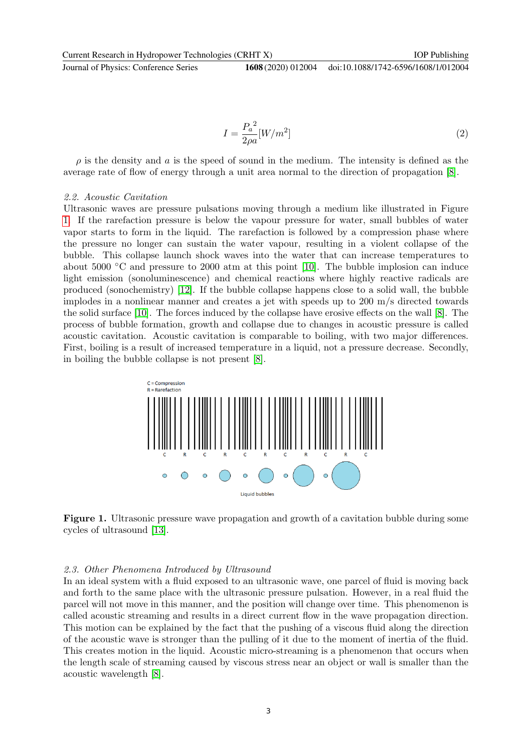$$I = \frac{{P_a}^2}{2\rho a}[W/m^2] \tag{2}$$

$\rho$ is the density and $a$ is the speed of sound in the medium. The intensity is defined as the average rate of flow of energy through a unit area normal to the direction of propagation [8].

### 2.2. Acoustic Cavitation

Ultrasonic waves are pressure pulsations moving through a medium like illustrated in Figure 1. If the rarefaction pressure is below the vapour pressure for water, small bubbles of water vapor starts to form in the liquid. The rarefaction is followed by a compression phase where the pressure no longer can sustain the water vapour, resulting in a violent collapse of the bubble. This collapse launch shock waves into the water that can increase temperatures to about 5000 °C and pressure to 2000 atm at this point [10]. The bubble implosion can induce light emission (sonoluminescence) and chemical reactions where highly reactive radicals are produced (sonochemistry) [12]. If the bubble collapse happens close to a solid wall, the bubble implodes in a nonlinear manner and creates a jet with speeds up to 200 m/s directed towards the solid surface [10]. The forces induced by the collapse have erosive effects on the wall [8]. The process of bubble formation, growth and collapse due to changes in acoustic pressure is called acoustic cavitation. Acoustic cavitation is comparable to boiling, with two major differences. First, boiling is a result of increased temperature in a liquid, not a pressure decrease. Secondly, in boiling the bubble collapse is not present [8].

**Figure 1.** Ultrasonic pressure wave propagation and growth of a cavitation bubble during some cycles of ultrasound [13].

### 2.3. Other Phenomena Introduced by Ultrasound

In an ideal system with a fluid exposed to an ultrasonic wave, one parcel of fluid is moving back and forth to the same place with the ultrasonic pressure pulsation. However, in a real fluid the parcel will not move in this manner, and the position will change over time. This phenomenon is called acoustic streaming and results in a direct current flow in the wave propagation direction. This motion can be explained by the fact that the pushing of a viscous fluid along the direction of the acoustic wave is stronger than the pulling of it due to the moment of inertia of the fluid. This creates motion in the liquid. Acoustic micro-streaming is a phenomenon that occurs when the length scale of streaming caused by viscous stress near an object or wall is smaller than the acoustic wavelength [8].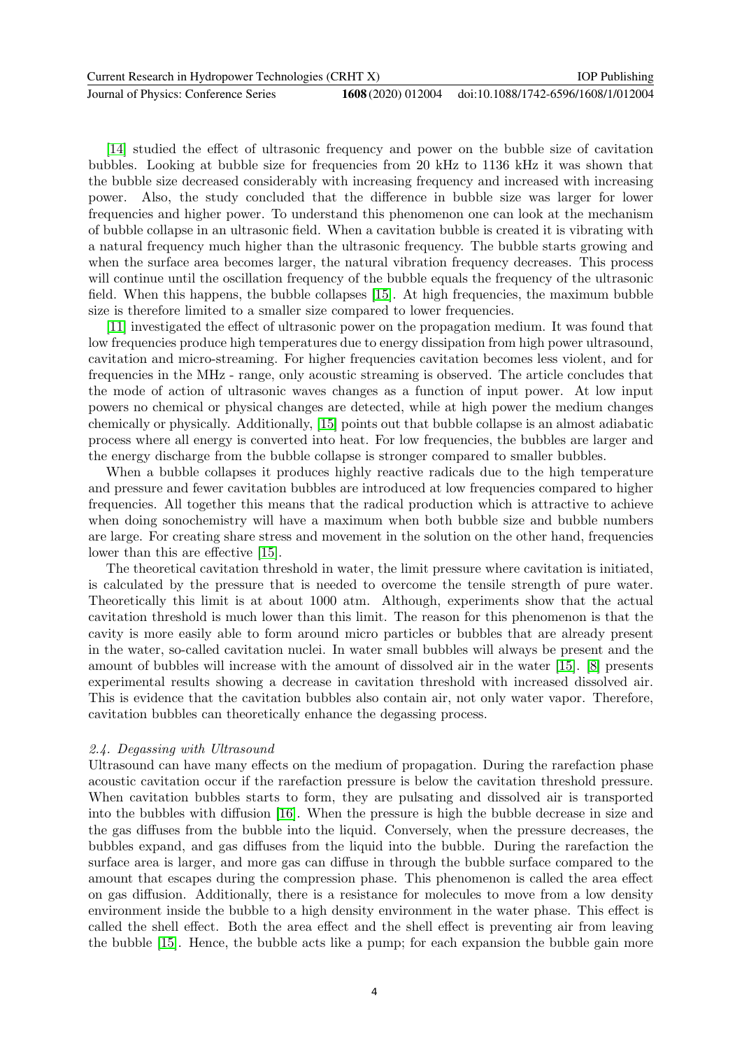[14] studied the effect of ultrasonic frequency and power on the bubble size of cavitation bubbles. Looking at bubble size for frequencies from 20 kHz to 1136 kHz it was shown that the bubble size decreased considerably with increasing frequency and increased with increasing power. Also, the study concluded that the difference in bubble size was larger for lower frequencies and higher power. To understand this phenomenon one can look at the mechanism of bubble collapse in an ultrasonic field. When a cavitation bubble is created it is vibrating with a natural frequency much higher than the ultrasonic frequency. The bubble starts growing and when the surface area becomes larger, the natural vibration frequency decreases. This process will continue until the oscillation frequency of the bubble equals the frequency of the ultrasonic field. When this happens, the bubble collapses [15]. At high frequencies, the maximum bubble size is therefore limited to a smaller size compared to lower frequencies.

[11] investigated the effect of ultrasonic power on the propagation medium. It was found that low frequencies produce high temperatures due to energy dissipation from high power ultrasound, cavitation and micro-streaming. For higher frequencies cavitation becomes less violent, and for frequencies in the MHz - range, only acoustic streaming is observed. The article concludes that the mode of action of ultrasonic waves changes as a function of input power. At low input powers no chemical or physical changes are detected, while at high power the medium changes chemically or physically. Additionally, [15] points out that bubble collapse is an almost adiabatic process where all energy is converted into heat. For low frequencies, the bubbles are larger and the energy discharge from the bubble collapse is stronger compared to smaller bubbles.

When a bubble collapses it produces highly reactive radicals due to the high temperature and pressure and fewer cavitation bubbles are introduced at low frequencies compared to higher frequencies. All together this means that the radical production which is attractive to achieve when doing sonochemistry will have a maximum when both bubble size and bubble numbers are large. For creating share stress and movement in the solution on the other hand, frequencies lower than this are effective [15].

The theoretical cavitation threshold in water, the limit pressure where cavitation is initiated, is calculated by the pressure that is needed to overcome the tensile strength of pure water. Theoretically this limit is at about 1000 atm. Although, experiments show that the actual cavitation threshold is much lower than this limit. The reason for this phenomenon is that the cavity is more easily able to form around micro particles or bubbles that are already present in the water, so-called cavitation nuclei. In water small bubbles will always be present and the amount of bubbles will increase with the amount of dissolved air in the water [15]. [8] presents experimental results showing a decrease in cavitation threshold with increased dissolved air. This is evidence that the cavitation bubbles also contain air, not only water vapor. Therefore, cavitation bubbles can theoretically enhance the degassing process.

### *2.4. Degassing with Ultrasound*

Ultrasound can have many effects on the medium of propagation. During the rarefaction phase acoustic cavitation occur if the rarefaction pressure is below the cavitation threshold pressure. When cavitation bubbles starts to form, they are pulsating and dissolved air is transported into the bubbles with diffusion [16]. When the pressure is high the bubble decrease in size and the gas diffuses from the bubble into the liquid. Conversely, when the pressure decreases, the bubbles expand, and gas diffuses from the liquid into the bubble. During the rarefaction the surface area is larger, and more gas can diffuse in through the bubble surface compared to the amount that escapes during the compression phase. This phenomenon is called the area effect on gas diffusion. Additionally, there is a resistance for molecules to move from a low density environment inside the bubble to a high density environment in the water phase. This effect is called the shell effect. Both the area effect and the shell effect is preventing air from leaving the bubble [15]. Hence, the bubble acts like a pump; for each expansion the bubble gain more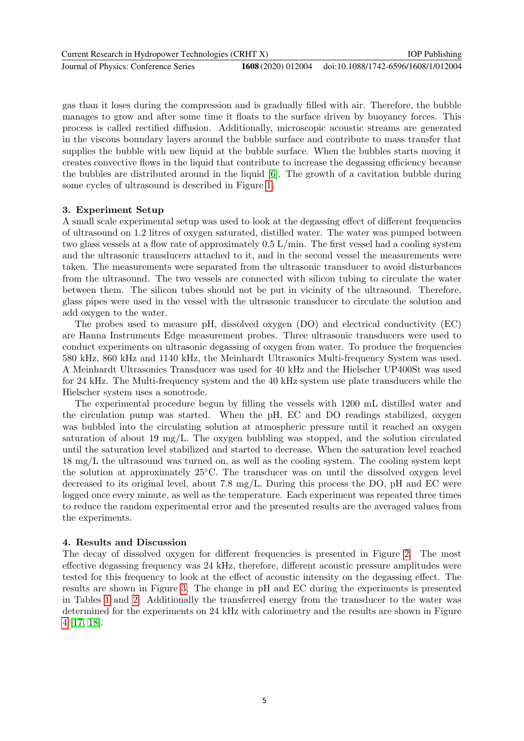gas than it loses during the compression and is gradually filled with air. Therefore, the bubble manages to grow and after some time it floats to the surface driven by buoyancy forces. This process is called rectified diffusion. Additionally, microscopic acoustic streams are generated in the viscous boundary layers around the bubble surface and contribute to mass transfer that supplies the bubble with new liquid at the bubble surface. When the bubbles starts moving it creates convective flows in the liquid that contribute to increase the degassing efficiency because the bubbles are distributed around in the liquid [6]. The growth of a cavitation bubble during some cycles of ultrasound is described in Figure 1.

## 3. Experiment Setup

A small scale experimental setup was used to look at the degassing effect of different frequencies of ultrasound on 1.2 litres of oxygen saturated, distilled water. The water was pumped between two glass vessels at a flow rate of approximately 0.5 L/min. The first vessel had a cooling system and the ultrasonic transducers attached to it, and in the second vessel the measurements were taken. The measurements were separated from the ultrasonic transducer to avoid disturbances from the ultrasound. The two vessels are connected with silicon tubing to circulate the water between them. The silicon tubes should not be put in vicinity of the ultrasound. Therefore, glass pipes were used in the vessel with the ultrasonic transducer to circulate the solution and add oxygen to the water.

The probes used to measure pH, dissolved oxygen (DO) and electrical conductivity (EC) are Hanna Instruments Edge measurement probes. Three ultrasonic transducers were used to conduct experiments on ultrasonic degassing of oxygen from water. To produce the frequencies 580 kHz, 860 kHz and 1140 kHz, the Meinhardt Ultrasonics Multi-frequency System was used. A Meinhardt Ultrasonics Transducer was used for 40 kHz and the Hielscher UP400St was used for 24 kHz. The Multi-frequency system and the 40 kHz system use plate transducers while the Hielscher system uses a sonotrode.

The experimental procedure begun by filling the vessels with 1200 mL distilled water and the circulation pump was started. When the pH, EC and DO readings stabilized, oxygen was bubbled into the circulating solution at atmospheric pressure until it reached an oxygen saturation of about 19 mg/L. The oxygen bubbling was stopped, and the solution circulated until the saturation level stabilized and started to decrease. When the saturation level reached 18 mg/L the ultrasound was turned on, as well as the cooling system. The cooling system kept the solution at approximately 25°C. The transducer was on until the dissolved oxygen level decreased to its original level, about 7.8 mg/L. During this process the DO, pH and EC were logged once every minute, as well as the temperature. Each experiment was repeated three times to reduce the random experimental error and the presented results are the averaged values from the experiments.

## 4. Results and Discussion

The decay of dissolved oxygen for different frequencies is presented in Figure 2. The most effective degassing frequency was 24 kHz, therefore, different acoustic pressure amplitudes were tested for this frequency to look at the effect of acoustic intensity on the degassing effect. The results are shown in Figure 3. The change in pH and EC during the experiments is presented in Tables 1 and 2. Additionally the transferred energy from the transducer to the water was determined for the experiments on 24 kHz with calorimetry and the results are shown in Figure 4 [17, 18].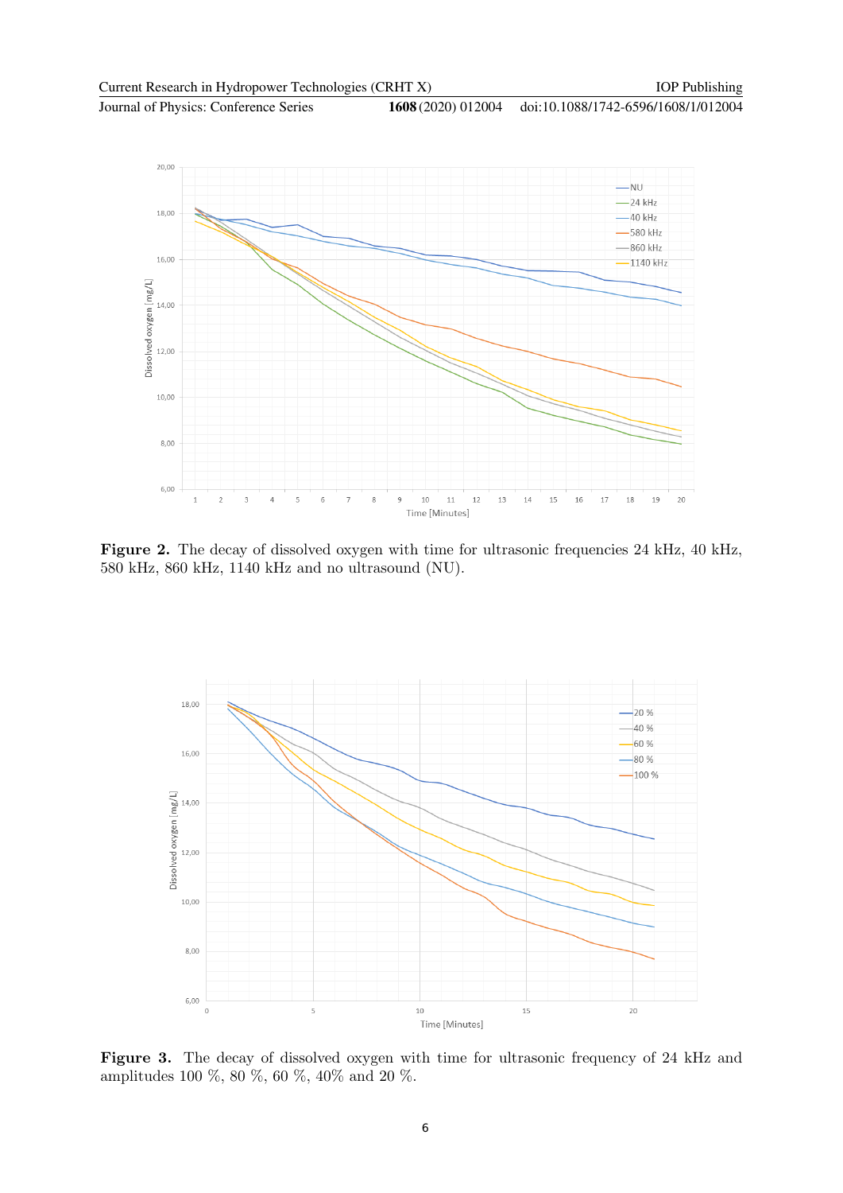Figure 2. The decay of dissolved oxygen with time for ultrasonic frequencies 24 kHz, 40 kHz, 580 kHz, 860 kHz, 1140 kHz and no ultrasound (NU).

Figure 3. The decay of dissolved oxygen with time for ultrasonic frequency of 24 kHz and amplitudes 100 %, 80 %, 60 %, 40% and 20 %.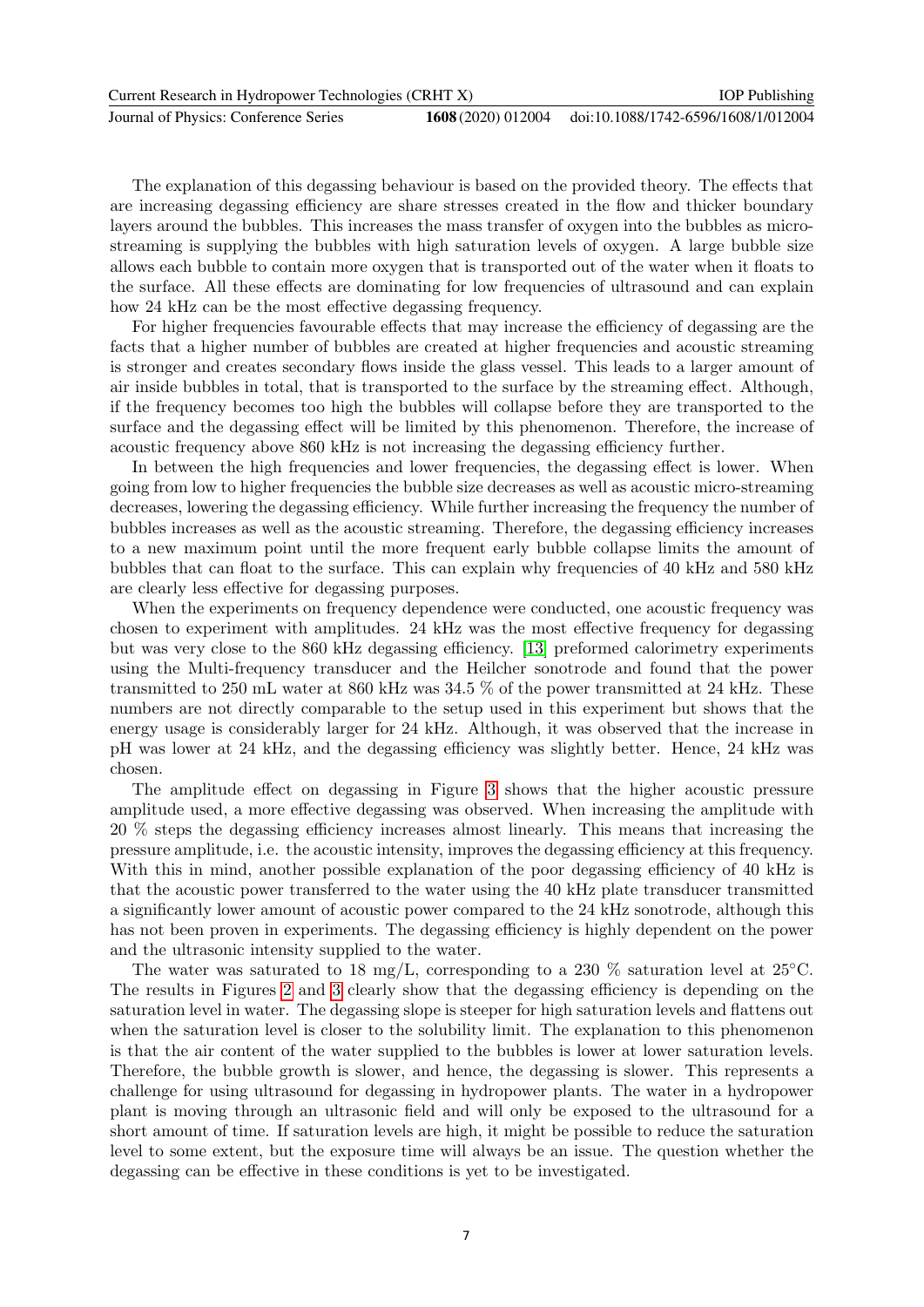The explanation of this degassing behaviour is based on the provided theory. The effects that are increasing degassing efficiency are share stresses created in the flow and thicker boundary layers around the bubbles. This increases the mass transfer of oxygen into the bubbles as micro-streaming is supplying the bubbles with high saturation levels of oxygen. A large bubble size allows each bubble to contain more oxygen that is transported out of the water when it floats to the surface. All these effects are dominating for low frequencies of ultrasound and can explain how 24 kHz can be the most effective degassing frequency.

For higher frequencies favourable effects that may increase the efficiency of degassing are the facts that a higher number of bubbles are created at higher frequencies and acoustic streaming is stronger and creates secondary flows inside the glass vessel. This leads to a larger amount of air inside bubbles in total, that is transported to the surface by the streaming effect. Although, if the frequency becomes too high the bubbles will collapse before they are transported to the surface and the degassing effect will be limited by this phenomenon. Therefore, the increase of acoustic frequency above 860 kHz is not increasing the degassing efficiency further.

In between the high frequencies and lower frequencies, the degassing effect is lower. When going from low to higher frequencies the bubble size decreases as well as acoustic micro-streaming decreases, lowering the degassing efficiency. While further increasing the frequency the number of bubbles increases as well as the acoustic streaming. Therefore, the degassing efficiency increases to a new maximum point until the more frequent early bubble collapse limits the amount of bubbles that can float to the surface. This can explain why frequencies of 40 kHz and 580 kHz are clearly less effective for degassing purposes.

When the experiments on frequency dependence were conducted, one acoustic frequency was chosen to experiment with amplitudes. 24 kHz was the most effective frequency for degassing but was very close to the 860 kHz degassing efficiency. [13] preformed calorimetry experiments using the Multi-frequency transducer and the Heilcher sonotrode and found that the power transmitted to 250 mL water at 860 kHz was 34.5 % of the power transmitted at 24 kHz. These numbers are not directly comparable to the setup used in this experiment but shows that the energy usage is considerably larger for 24 kHz. Although, it was observed that the increase in pH was lower at 24 kHz, and the degassing efficiency was slightly better. Hence, 24 kHz was chosen.

The amplitude effect on degassing in Figure 3 shows that the higher acoustic pressure amplitude used, a more effective degassing was observed. When increasing the amplitude with 20 % steps the degassing efficiency increases almost linearly. This means that increasing the pressure amplitude, i.e. the acoustic intensity, improves the degassing efficiency at this frequency. With this in mind, another possible explanation of the poor degassing efficiency of 40 kHz is that the acoustic power transferred to the water using the 40 kHz plate transducer transmitted a significantly lower amount of acoustic power compared to the 24 kHz sonotrode, although this has not been proven in experiments. The degassing efficiency is highly dependent on the power and the ultrasonic intensity supplied to the water.

The water was saturated to 18 mg/L, corresponding to a 230 % saturation level at 25°C. The results in Figures 2 and 3 clearly show that the degassing efficiency is depending on the saturation level in water. The degassing slope is steeper for high saturation levels and flattens out when the saturation level is closer to the solubility limit. The explanation to this phenomenon is that the air content of the water supplied to the bubbles is lower at lower saturation levels. Therefore, the bubble growth is slower, and hence, the degassing is slower. This represents a challenge for using ultrasound for degassing in hydropower plants. The water in a hydropower plant is moving through an ultrasonic field and will only be exposed to the ultrasound for a short amount of time. If saturation levels are high, it might be possible to reduce the saturation level to some extent, but the exposure time will always be an issue. The question whether the degassing can be effective in these conditions is yet to be investigated.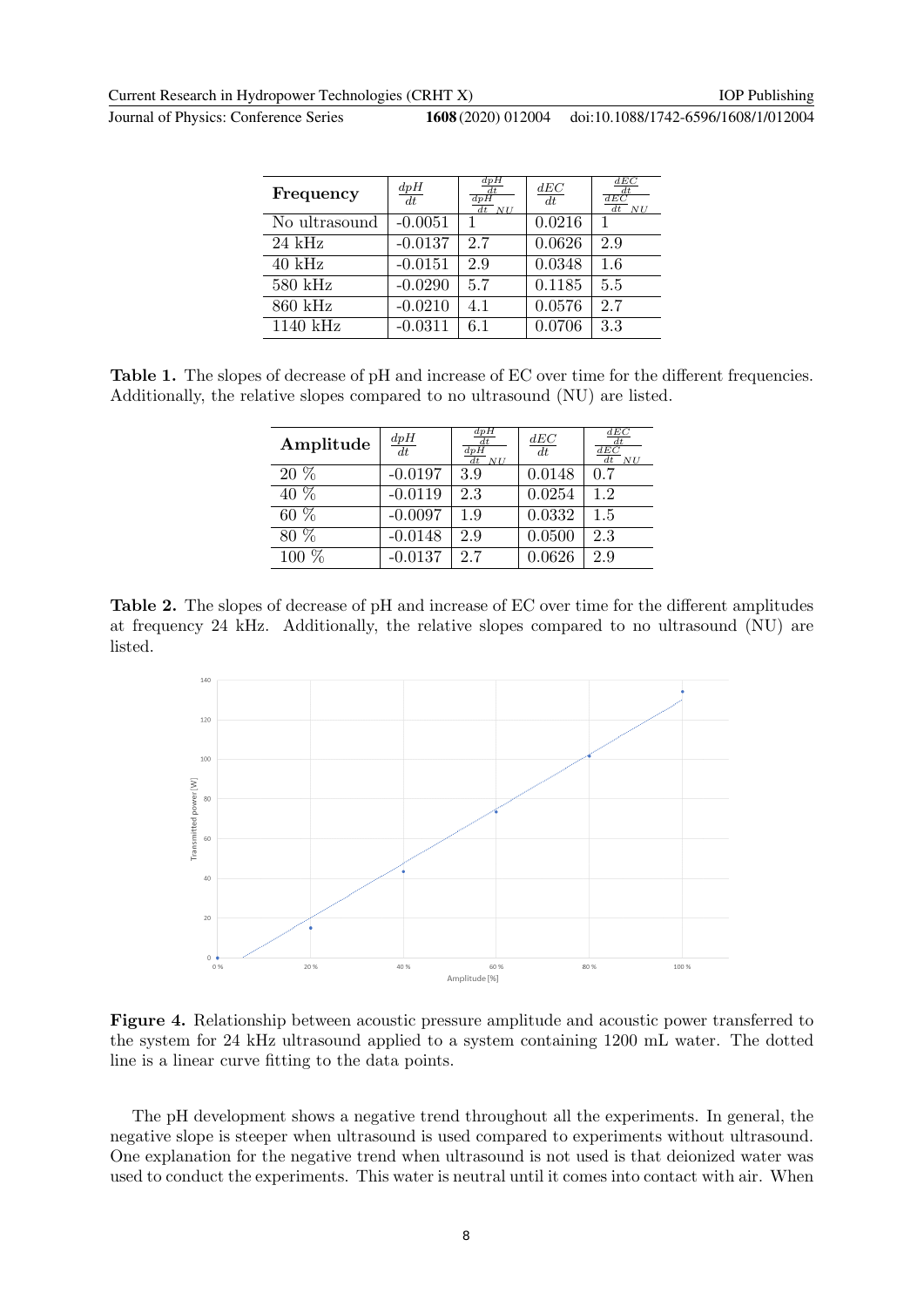| **Frequency** | $\frac{dpH}{dt}$ | $\frac{\frac{dpH}{dt}}{\frac{dpH}{dt}_{NU}}$ | $\frac{dEC}{dt}$ | $\frac{\frac{dEC}{dt}}{\frac{dEC}{dt}_{NU}}$ |
|---|---|---|---|---|
| No ultrasound | -0.0051 | 1 | 0.0216 | 1 |
| 24 kHz | -0.0137 | 2.7 | 0.0626 | 2.9 |
| 40 kHz | -0.0151 | 2.9 | 0.0348 | 1.6 |
| 580 kHz | -0.0290 | 5.7 | 0.1185 | 5.5 |
| 860 kHz | -0.0210 | 4.1 | 0.0576 | 2.7 |
| 1140 kHz | -0.0311 | 6.1 | 0.0706 | 3.3 |

**Table 1.** The slopes of decrease of pH and increase of EC over time for the different frequencies. Additionally, the relative slopes compared to no ultrasound (NU) are listed.

| **Amplitude** | $\frac{dpH}{dt}$ | $\frac{\frac{dpH}{dt}}{\frac{dpH}{dt}_{NU}}$ | $\frac{dEC}{dt}$ | $\frac{\frac{dEC}{dt}}{\frac{dEC}{dt}_{NU}}$ |
|---|---|---|---|---|
| 20 % | -0.0197 | 3.9 | 0.0148 | 0.7 |
| 40 % | -0.0119 | 2.3 | 0.0254 | 1.2 |
| 60 % | -0.0097 | 1.9 | 0.0332 | 1.5 |
| 80 % | -0.0148 | 2.9 | 0.0500 | 2.3 |
| 100 % | -0.0137 | 2.7 | 0.0626 | 2.9 |

**Table 2.** The slopes of decrease of pH and increase of EC over time for the different amplitudes at frequency 24 kHz. Additionally, the relative slopes compared to no ultrasound (NU) are listed.

**Figure 4.** Relationship between acoustic pressure amplitude and acoustic power transferred to the system for 24 kHz ultrasound applied to a system containing 1200 mL water. The dotted line is a linear curve fitting to the data points.

The pH development shows a negative trend throughout all the experiments. In general, the negative slope is steeper when ultrasound is used compared to experiments without ultrasound. One explanation for the negative trend when ultrasound is not used is that deionized water was used to conduct the experiments. This water is neutral until it comes into contact with air. When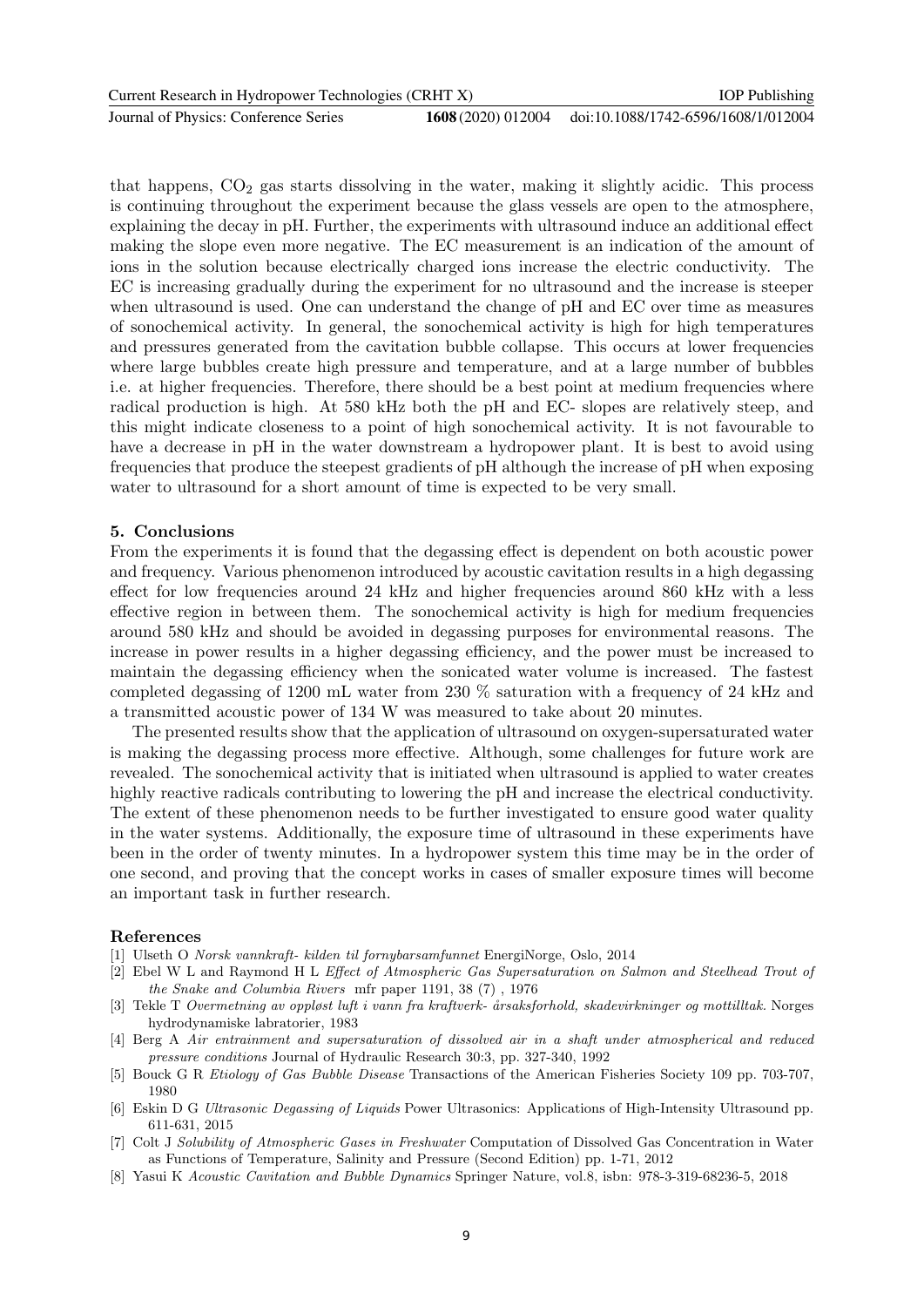that happens, $CO_2$ gas starts dissolving in the water, making it slightly acidic. This process is continuing throughout the experiment because the glass vessels are open to the atmosphere, explaining the decay in pH. Further, the experiments with ultrasound induce an additional effect making the slope even more negative. The EC measurement is an indication of the amount of ions in the solution because electrically charged ions increase the electric conductivity. The EC is increasing gradually during the experiment for no ultrasound and the increase is steeper when ultrasound is used. One can understand the change of pH and EC over time as measures of sonochemical activity. In general, the sonochemical activity is high for high temperatures and pressures generated from the cavitation bubble collapse. This occurs at lower frequencies where large bubbles create high pressure and temperature, and at a large number of bubbles i.e. at higher frequencies. Therefore, there should be a best point at medium frequencies where radical production is high. At 580 kHz both the pH and EC- slopes are relatively steep, and this might indicate closeness to a point of high sonochemical activity. It is not favourable to have a decrease in pH in the water downstream a hydropower plant. It is best to avoid using frequencies that produce the steepest gradients of pH although the increase of pH when exposing water to ultrasound for a short amount of time is expected to be very small.

## 5. Conclusions

From the experiments it is found that the degassing effect is dependent on both acoustic power and frequency. Various phenomenon introduced by acoustic cavitation results in a high degassing effect for low frequencies around 24 kHz and higher frequencies around 860 kHz with a less effective region in between them. The sonochemical activity is high for medium frequencies around 580 kHz and should be avoided in degassing purposes for environmental reasons. The increase in power results in a higher degassing efficiency, and the power must be increased to maintain the degassing efficiency when the sonicated water volume is increased. The fastest completed degassing of 1200 mL water from 230 % saturation with a frequency of 24 kHz and a transmitted acoustic power of 134 W was measured to take about 20 minutes.

The presented results show that the application of ultrasound on oxygen-supersaturated water is making the degassing process more effective. Although, some challenges for future work are revealed. The sonochemical activity that is initiated when ultrasound is applied to water creates highly reactive radicals contributing to lowering the pH and increase the electrical conductivity. The extent of these phenomenon needs to be further investigated to ensure good water quality in the water systems. Additionally, the exposure time of ultrasound in these experiments have been in the order of twenty minutes. In a hydropower system this time may be in the order of one second, and proving that the concept works in cases of smaller exposure times will become an important task in further research.

## References

[1] Ulseth O *Norsk vannkraft- kilden til fornybarsamfunnet* EnergiNorge, Oslo, 2014

[2] Ebel W L and Raymond H L *Effect of Atmospheric Gas Supersaturation on Salmon and Steelhead Trout of the Snake and Columbia Rivers* mfr paper 1191, 38 (7) , 1976

[3] Tekle T *Overmetning av oppløst luft i vann fra kraftverk- årsaksforhold, skadevirkninger og mottilltak.* Norges hydrodynamiske labratorier, 1983

[4] Berg A *Air entrainment and supersaturation of dissolved air in a shaft under atmospherical and reduced pressure conditions* Journal of Hydraulic Research 30:3, pp. 327-340, 1992

[5] Bouck G R *Etiology of Gas Bubble Disease* Transactions of the American Fisheries Society 109 pp. 703-707, 1980

[6] Eskin D G *Ultrasonic Degassing of Liquids* Power Ultrasonics: Applications of High-Intensity Ultrasound pp. 611-631, 2015

[7] Colt J *Solubility of Atmospheric Gases in Freshwater* Computation of Dissolved Gas Concentration in Water as Functions of Temperature, Salinity and Pressure (Second Edition) pp. 1-71, 2012

[8] Yasui K *Acoustic Cavitation and Bubble Dynamics* Springer Nature, vol.8, isbn: 978-3-319-68236-5, 2018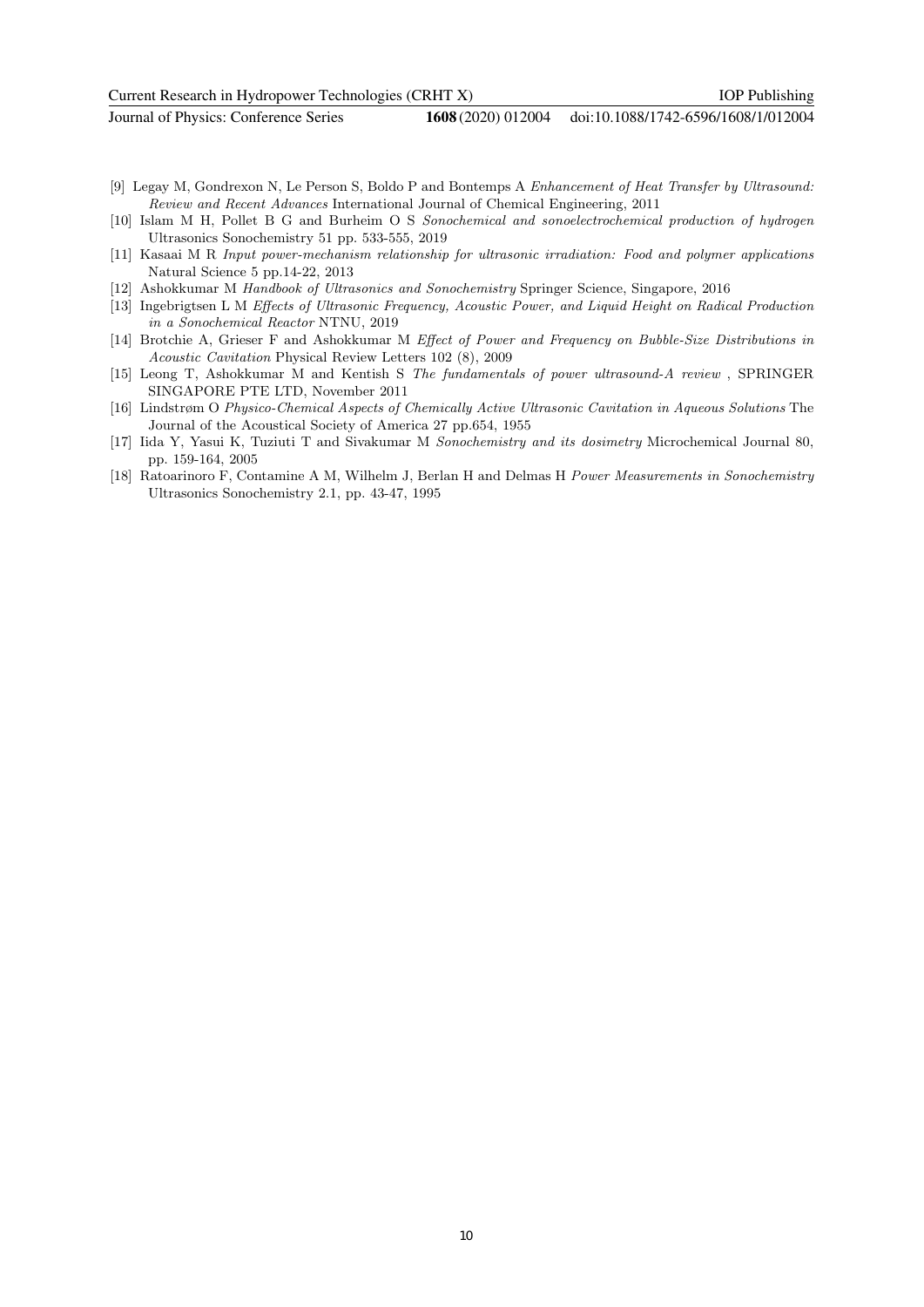[9] Legay M, Gondrexon N, Le Person S, Boldo P and Bontemps A *Enhancement of Heat Transfer by Ultrasound: Review and Recent Advances* International Journal of Chemical Engineering, 2011

[10] Islam M H, Pollet B G and Burheim O S *Sonochemical and sonoelectrochemical production of hydrogen* Ultrasonics Sonochemistry 51 pp. 533-555, 2019

[11] Kasaai M R *Input power-mechanism relationship for ultrasonic irradiation: Food and polymer applications* Natural Science 5 pp.14-22, 2013

[12] Ashokkumar M *Handbook of Ultrasonics and Sonochemistry* Springer Science, Singapore, 2016

[13] Ingebrigtsen L M *Effects of Ultrasonic Frequency, Acoustic Power, and Liquid Height on Radical Production in a Sonochemical Reactor* NTNU, 2019

[14] Brotchie A, Grieser F and Ashokkumar M *Effect of Power and Frequency on Bubble-Size Distributions in Acoustic Cavitation* Physical Review Letters 102 (8), 2009

[15] Leong T, Ashokkumar M and Kentish S *The fundamentals of power ultrasound-A review* , SPRINGER SINGAPORE PTE LTD, November 2011

[16] Lindstrøm O *Physico-Chemical Aspects of Chemically Active Ultrasonic Cavitation in Aqueous Solutions* The Journal of the Acoustical Society of America 27 pp.654, 1955

[17] Iida Y, Yasui K, Tuziuti T and Sivakumar M *Sonochemistry and its dosimetry* Microchemical Journal 80, pp. 159-164, 2005

[18] Ratoarinoro F, Contamine A M, Wilhelm J, Berlan H and Delmas H *Power Measurements in Sonochemistry* Ultrasonics Sonochemistry 2.1, pp. 43-47, 1995